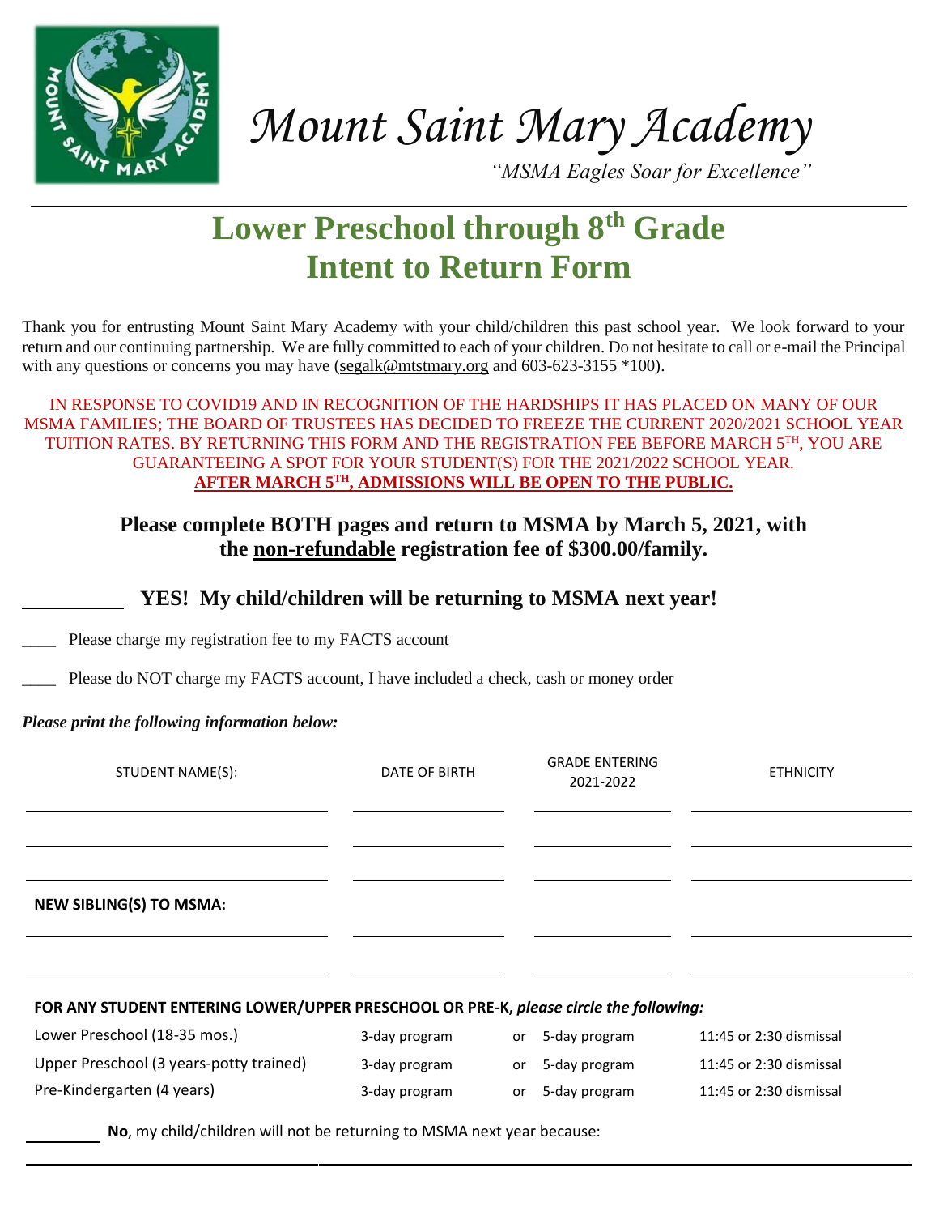# Mount Saint Mary Academy

*"MSMA Eagles Soar for Excellence"*

## Lower Preschool through 8th Grade Intent to Return Form

Thank you for entrusting Mount Saint Mary Academy with your child/children this past school year. We look forward to your return and our continuing partnership. We are fully committed to each of your children. Do not hesitate to call or e-mail the Principal with any questions or concerns you may have (segalk@mtstmary.org and 603-623-3155 *100).

IN RESPONSE TO COVID19 AND IN RECOGNITION OF THE HARDSHIPS IT HAS PLACED ON MANY OF OUR MSMA FAMILIES; THE BOARD OF TRUSTEES HAS DECIDED TO FREEZE THE CURRENT 2020/2021 SCHOOL YEAR TUITION RATES. BY RETURNING THIS FORM AND THE REGISTRATION FEE BEFORE MARCH 5TH, YOU ARE GUARANTEEING A SPOT FOR YOUR STUDENT(S) FOR THE 2021/2022 SCHOOL YEAR. **AFTER MARCH 5TH, ADMISSIONS WILL BE OPEN TO THE PUBLIC.**

**Please complete BOTH pages and return to MSMA by March 5, 2021, with the non-refundable registration fee of $300.00/family.**

\_\_\_\_\_\_\_\_\_\_ **YES! My child/children will be returning to MSMA next year!**

\_\_\_\_ Please charge my registration fee to my FACTS account

\_\_\_\_ Please do NOT charge my FACTS account, I have included a check, cash or money order

***Please print the following information below:***

| STUDENT NAME(S): | DATE OF BIRTH | GRADE ENTERING 2021-2022 | ETHNICITY |
|---|---|---|---|
| | | | |
| | | | |
| | | | |
| **NEW SIBLING(S) TO MSMA:** | | | |
| | | | |
| | | | |

**FOR ANY STUDENT ENTERING LOWER/UPPER PRESCHOOL OR PRE-K, *please circle the following:***

| | | | | |
|---|---|---|---|---|
| Lower Preschool (18-35 mos.) | 3-day program | or | 5-day program | 11:45 or 2:30 dismissal |
| Upper Preschool (3 years-potty trained) | 3-day program | or | 5-day program | 11:45 or 2:30 dismissal |
| Pre-Kindergarten (4 years) | 3-day program | or | 5-day program | 11:45 or 2:30 dismissal |

\_\_\_\_\_\_\_\_ **No**, my child/children will not be returning to MSMA next year because:

\_\_\_\_\_\_\_\_\_\_\_\_\_\_\_\_\_\_\_\_\_\_\_\_\_\_\_\_\_\_\_\_\_\_\_\_\_\_\_\_\_\_\_\_\_\_\_\_\_\_\_\_\_\_\_\_\_\_\_\_\_\_\_\_\_\_\_\_\_\_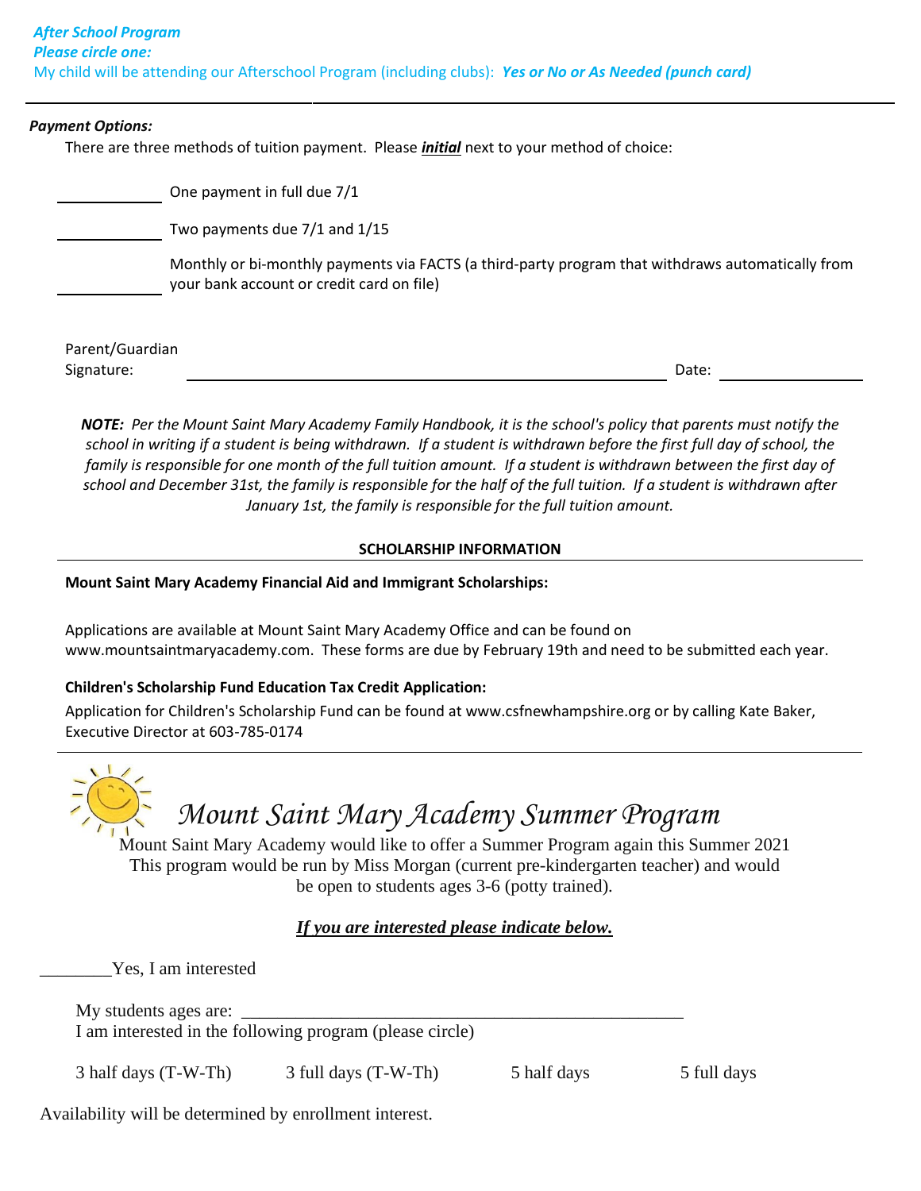***After School Program***
***Please circle one:***
My child will be attending our Afterschool Program (including clubs): ***Yes or No or As Needed (punch card)***

---

***Payment Options:***

There are three methods of tuition payment. Please ***initial*** next to your method of choice:

__________ One payment in full due 7/1

__________ Two payments due 7/1 and 1/15

__________ Monthly or bi-monthly payments via FACTS (a third-party program that withdraws automatically from your bank account or credit card on file)

Parent/Guardian Signature: ______________________________________________ Date: ______________

***NOTE:*** *Per the Mount Saint Mary Academy Family Handbook, it is the school's policy that parents must notify the school in writing if a student is being withdrawn. If a student is withdrawn before the first full day of school, the family is responsible for one month of the full tuition amount. If a student is withdrawn between the first day of school and December 31st, the family is responsible for the half of the full tuition. If a student is withdrawn after January 1st, the family is responsible for the full tuition amount.*

**SCHOLARSHIP INFORMATION**

---

**Mount Saint Mary Academy Financial Aid and Immigrant Scholarships:**

Applications are available at Mount Saint Mary Academy Office and can be found on www.mountsaintmaryacademy.com. These forms are due by February 19th and need to be submitted each year.

**Children's Scholarship Fund Education Tax Credit Application:**

Application for Children's Scholarship Fund can be found at www.csfnewhampshire.org or by calling Kate Baker, Executive Director at 603-785-0174

---

# *Mount Saint Mary Academy Summer Program*

Mount Saint Mary Academy would like to offer a Summer Program again this Summer 2021
This program would be run by Miss Morgan (current pre-kindergarten teacher) and would be open to students ages 3-6 (potty trained).

***If you are interested please indicate below.***

________Yes, I am interested

My students ages are: ___________________________________________________
I am interested in the following program (please circle)

3 half days (T-W-Th) 3 full days (T-W-Th) 5 half days 5 full days

Availability will be determined by enrollment interest.